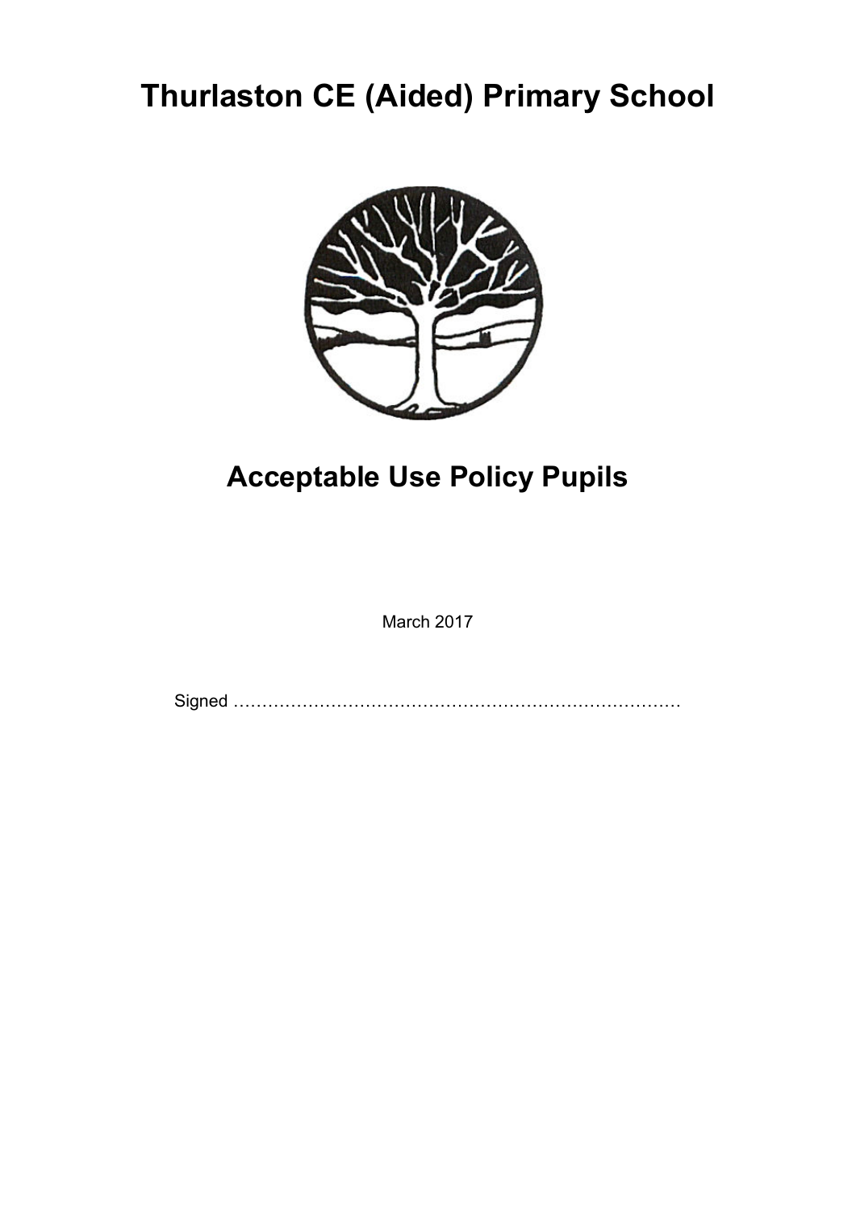# Thurlaston CE (Aided) Primary School

## Acceptable Use Policy Pupils

March 2017

Signed ……………………………………………………………………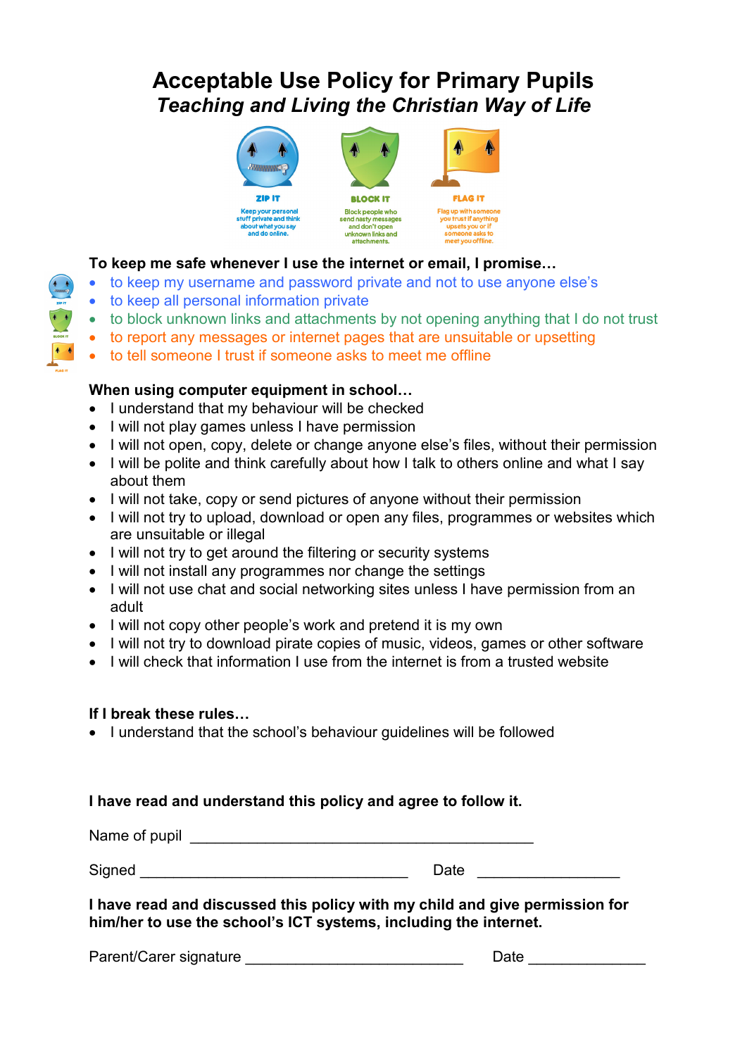# Acceptable Use Policy for Primary Pupils

## *Teaching and Living the Christian Way of Life*

ZIP IT
Keep your personal stuff private and think about what you say and do online.

BLOCK IT
Block people who send nasty messages and don't open unknown links and attachments.

FLAG IT
Flag up with someone you trust if anything upsets you or if someone asks to meet you offline.

**To keep me safe whenever I use the internet or email, I promise…**

- to keep my username and password private and not to use anyone else's
- to keep all personal information private
- to block unknown links and attachments by not opening anything that I do not trust
- to report any messages or internet pages that are unsuitable or upsetting
- to tell someone I trust if someone asks to meet me offline

**When using computer equipment in school…**

- I understand that my behaviour will be checked
- I will not play games unless I have permission
- I will not open, copy, delete or change anyone else's files, without their permission
- I will be polite and think carefully about how I talk to others online and what I say about them
- I will not take, copy or send pictures of anyone without their permission
- I will not try to upload, download or open any files, programmes or websites which are unsuitable or illegal
- I will not try to get around the filtering or security systems
- I will not install any programmes nor change the settings
- I will not use chat and social networking sites unless I have permission from an adult
- I will not copy other people's work and pretend it is my own
- I will not try to download pirate copies of music, videos, games or other software
- I will check that information I use from the internet is from a trusted website

**If I break these rules…**

- I understand that the school's behaviour guidelines will be followed

**I have read and understand this policy and agree to follow it.**

Name of pupil ____________________________________________

Signed ________________________________ Date _________________

**I have read and discussed this policy with my child and give permission for him/her to use the school's ICT systems, including the internet.**

Parent/Carer signature __________________________ Date ______________